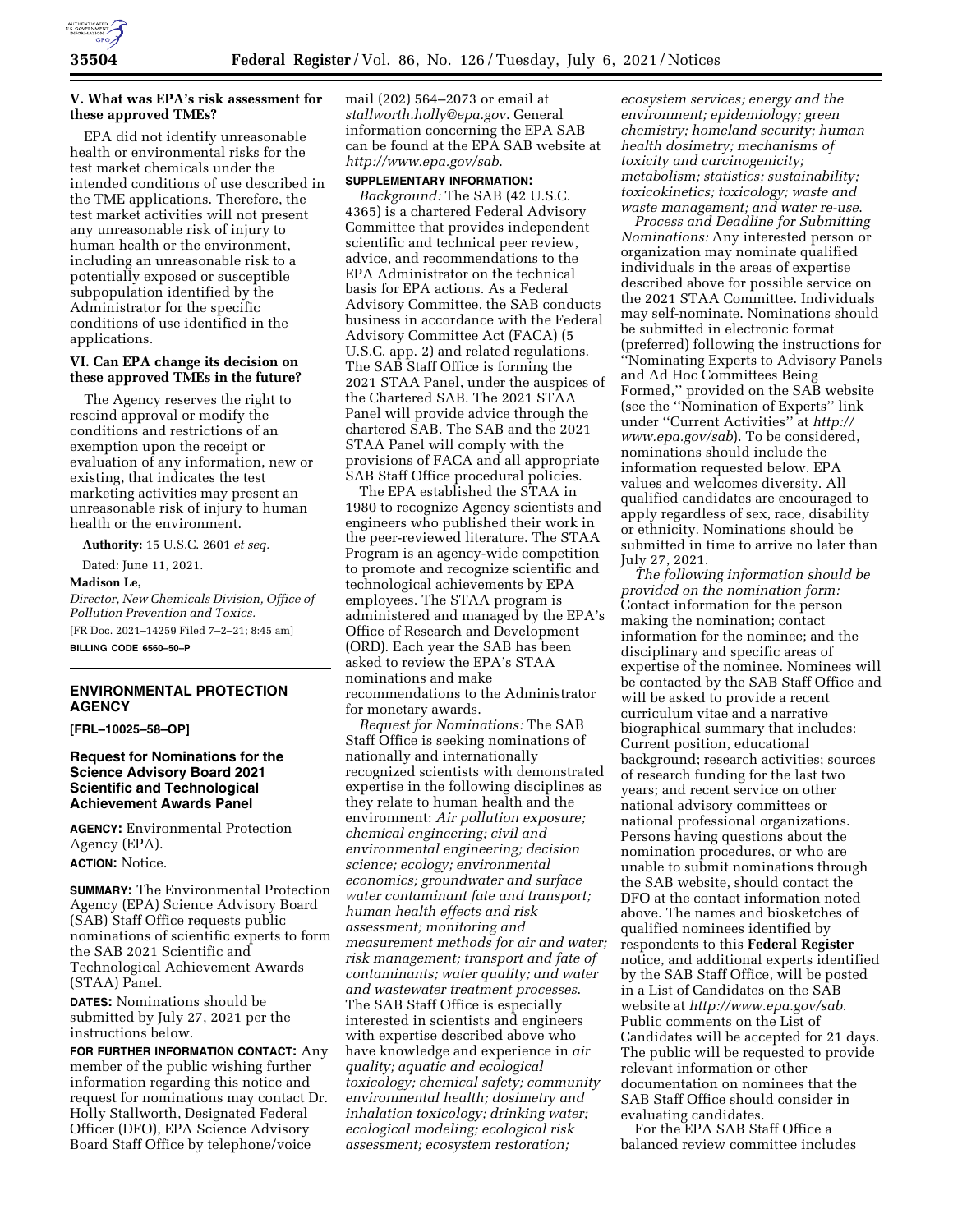### V. What was EPA's risk assessment for these approved TMEs?

EPA did not identify unreasonable health or environmental risks for the test market chemicals under the intended conditions of use described in the TME applications. Therefore, the test market activities will not present any unreasonable risk of injury to human health or the environment, including an unreasonable risk to a potentially exposed or susceptible subpopulation identified by the Administrator for the specific conditions of use identified in the applications.

### VI. Can EPA change its decision on these approved TMEs in the future?

The Agency reserves the right to rescind approval or modify the conditions and restrictions of an exemption upon the receipt or evaluation of any information, new or existing, that indicates the test marketing activities may present an unreasonable risk of injury to human health or the environment.

**Authority:** 15 U.S.C. 2601 *et seq.*

Dated: June 11, 2021.

**Madison Le,**

*Director, New Chemicals Division, Office of Pollution Prevention and Toxics.*

[FR Doc. 2021–14259 Filed 7–2–21; 8:45 am]

**BILLING CODE 6560–50–P**

---

## ENVIRONMENTAL PROTECTION AGENCY

**[FRL–10025–58–OP]**

## Request for Nominations for the Science Advisory Board 2021 Scientific and Technological Achievement Awards Panel

**AGENCY:** Environmental Protection Agency (EPA).

**ACTION:** Notice.

**SUMMARY:** The Environmental Protection Agency (EPA) Science Advisory Board (SAB) Staff Office requests public nominations of scientific experts to form the SAB 2021 Scientific and Technological Achievement Awards (STAA) Panel.

**DATES:** Nominations should be submitted by July 27, 2021 per the instructions below.

**FOR FURTHER INFORMATION CONTACT:** Any member of the public wishing further information regarding this notice and request for nominations may contact Dr. Holly Stallworth, Designated Federal Officer (DFO), EPA Science Advisory Board Staff Office by telephone/voice mail (202) 564–2073 or email at *stallworth.holly@epa.gov*. General information concerning the EPA SAB can be found at the EPA SAB website at *http://www.epa.gov/sab*.

**SUPPLEMENTARY INFORMATION:**

*Background:* The SAB (42 U.S.C. 4365) is a chartered Federal Advisory Committee that provides independent scientific and technical peer review, advice, and recommendations to the EPA Administrator on the technical basis for EPA actions. As a Federal Advisory Committee, the SAB conducts business in accordance with the Federal Advisory Committee Act (FACA) (5 U.S.C. app. 2) and related regulations. The SAB Staff Office is forming the 2021 STAA Panel, under the auspices of the Chartered SAB. The 2021 STAA Panel will provide advice through the chartered SAB. The SAB and the 2021 STAA Panel will comply with the provisions of FACA and all appropriate SAB Staff Office procedural policies.

The EPA established the STAA in 1980 to recognize Agency scientists and engineers who published their work in the peer-reviewed literature. The STAA Program is an agency-wide competition to promote and recognize scientific and technological achievements by EPA employees. The STAA program is administered and managed by the EPA's Office of Research and Development (ORD). Each year the SAB has been asked to review the EPA's STAA nominations and make recommendations to the Administrator for monetary awards.

*Request for Nominations:* The SAB Staff Office is seeking nominations of nationally and internationally recognized scientists with demonstrated expertise in the following disciplines as they relate to human health and the environment: *Air pollution exposure; chemical engineering; civil and environmental engineering; decision science; ecology; environmental economics; groundwater and surface water contaminant fate and transport; human health effects and risk assessment; monitoring and measurement methods for air and water; risk management; transport and fate of contaminants; water quality; and water and wastewater treatment processes*. The SAB Staff Office is especially interested in scientists and engineers with expertise described above who have knowledge and experience in *air quality; aquatic and ecological toxicology; chemical safety; community environmental health; dosimetry and inhalation toxicology; drinking water; ecological modeling; ecological risk assessment; ecosystem restoration; ecosystem services; energy and the environment; epidemiology; green chemistry; homeland security; human health dosimetry; mechanisms of toxicity and carcinogenicity; metabolism; statistics; sustainability; toxicokinetics; toxicology; waste and waste management; and water re-use*.

*Process and Deadline for Submitting Nominations:* Any interested person or organization may nominate qualified individuals in the areas of expertise described above for possible service on the 2021 STAA Committee. Individuals may self-nominate. Nominations should be submitted in electronic format (preferred) following the instructions for ''Nominating Experts to Advisory Panels and Ad Hoc Committees Being Formed,'' provided on the SAB website (see the ''Nomination of Experts'' link under ''Current Activities'' at *http://www.epa.gov/sab*). To be considered, nominations should include the information requested below. EPA values and welcomes diversity. All qualified candidates are encouraged to apply regardless of sex, race, disability or ethnicity. Nominations should be submitted in time to arrive no later than July 27, 2021.

*The following information should be provided on the nomination form:* Contact information for the person making the nomination; contact information for the nominee; and the disciplinary and specific areas of expertise of the nominee. Nominees will be contacted by the SAB Staff Office and will be asked to provide a recent curriculum vitae and a narrative biographical summary that includes: Current position, educational background; research activities; sources of research funding for the last two years; and recent service on other national advisory committees or national professional organizations. Persons having questions about the nomination procedures, or who are unable to submit nominations through the SAB website, should contact the DFO at the contact information noted above. The names and biosketches of qualified nominees identified by respondents to this **Federal Register** notice, and additional experts identified by the SAB Staff Office, will be posted in a List of Candidates on the SAB website at *http://www.epa.gov/sab*. Public comments on the List of Candidates will be accepted for 21 days. The public will be requested to provide relevant information or other documentation on nominees that the SAB Staff Office should consider in evaluating candidates.

For the EPA SAB Staff Office a balanced review committee includes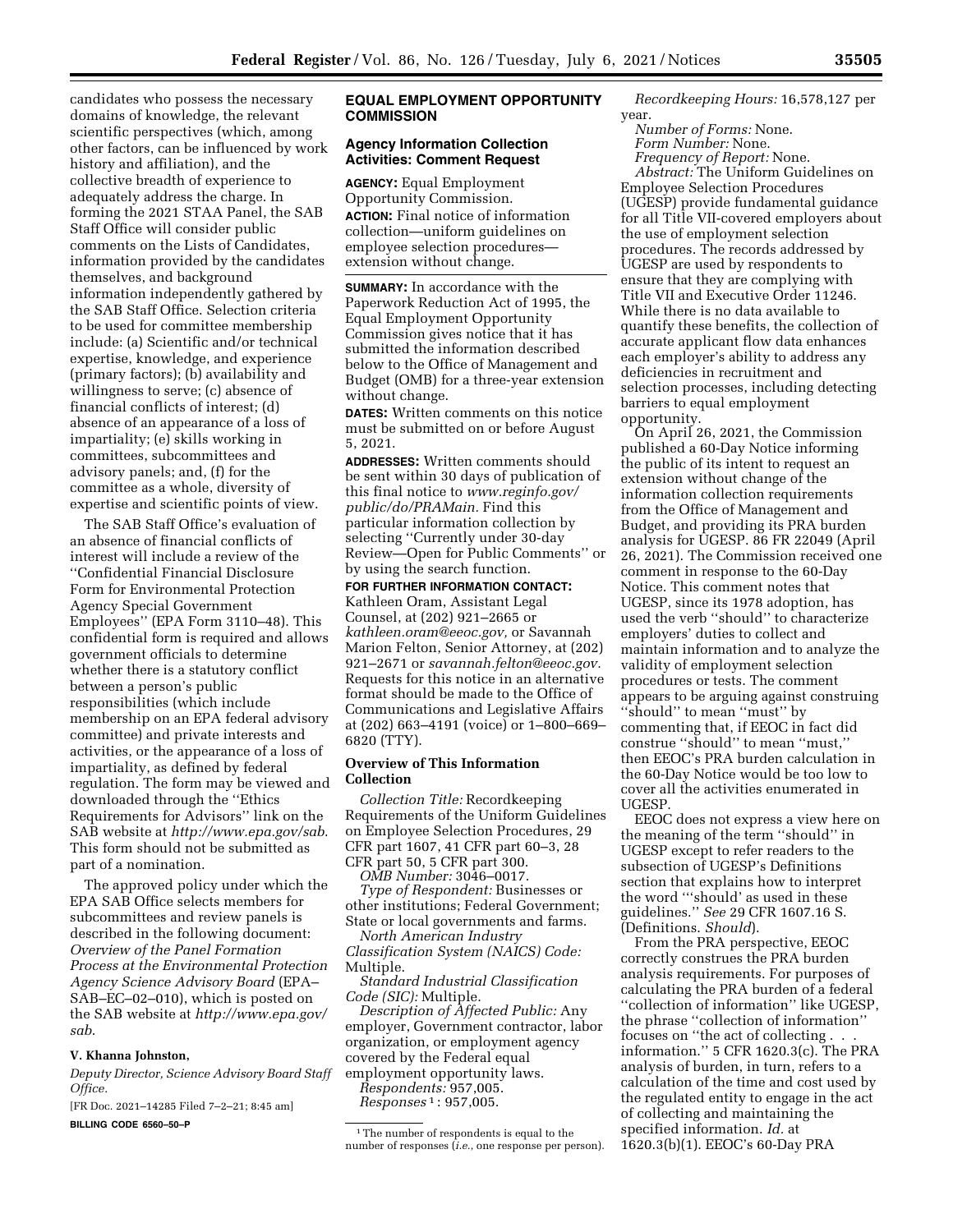candidates who possess the necessary domains of knowledge, the relevant scientific perspectives (which, among other factors, can be influenced by work history and affiliation), and the collective breadth of experience to adequately address the charge. In forming the 2021 STAA Panel, the SAB Staff Office will consider public comments on the Lists of Candidates, information provided by the candidates themselves, and background information independently gathered by the SAB Staff Office. Selection criteria to be used for committee membership include: (a) Scientific and/or technical expertise, knowledge, and experience (primary factors); (b) availability and willingness to serve; (c) absence of financial conflicts of interest; (d) absence of an appearance of a loss of impartiality; (e) skills working in committees, subcommittees and advisory panels; and, (f) for the committee as a whole, diversity of expertise and scientific points of view.

The SAB Staff Office's evaluation of an absence of financial conflicts of interest will include a review of the "Confidential Financial Disclosure Form for Environmental Protection Agency Special Government Employees" (EPA Form 3110–48). This confidential form is required and allows government officials to determine whether there is a statutory conflict between a person's public responsibilities (which include membership on an EPA federal advisory committee) and private interests and activities, or the appearance of a loss of impartiality, as defined by federal regulation. The form may be viewed and downloaded through the "Ethics Requirements for Advisors" link on the SAB website at *http://www.epa.gov/sab*. This form should not be submitted as part of a nomination.

The approved policy under which the EPA SAB Office selects members for subcommittees and review panels is described in the following document: *Overview of the Panel Formation Process at the Environmental Protection Agency Science Advisory Board* (EPA–SAB–EC–02–010), which is posted on the SAB website at *http://www.epa.gov/sab*.

**V. Khanna Johnston,**

*Deputy Director, Science Advisory Board Staff Office.*

[FR Doc. 2021–14285 Filed 7–2–21; 8:45 am]

**BILLING CODE 6560–50–P**

## EQUAL EMPLOYMENT OPPORTUNITY COMMISSION

### Agency Information Collection Activities: Comment Request

**AGENCY:** Equal Employment Opportunity Commission.

**ACTION:** Final notice of information collection—uniform guidelines on employee selection procedures—extension without change.

**SUMMARY:** In accordance with the Paperwork Reduction Act of 1995, the Equal Employment Opportunity Commission gives notice that it has submitted the information described below to the Office of Management and Budget (OMB) for a three-year extension without change.

**DATES:** Written comments on this notice must be submitted on or before August 5, 2021.

**ADDRESSES:** Written comments should be sent within 30 days of publication of this final notice to *www.reginfo.gov/public/do/PRAMain.* Find this particular information collection by selecting "Currently under 30-day Review—Open for Public Comments" or by using the search function.

**FOR FURTHER INFORMATION CONTACT:** Kathleen Oram, Assistant Legal Counsel, at (202) 921–2665 or *kathleen.oram@eeoc.gov,* or Savannah Marion Felton, Senior Attorney, at (202) 921–2671 or *savannah.felton@eeoc.gov.* Requests for this notice in an alternative format should be made to the Office of Communications and Legislative Affairs at (202) 663–4191 (voice) or 1–800–669–6820 (TTY).

### Overview of This Information Collection

*Collection Title:* Recordkeeping Requirements of the Uniform Guidelines on Employee Selection Procedures, 29 CFR part 1607, 41 CFR part 60–3, 28 CFR part 50, 5 CFR part 300.

*OMB Number:* 3046–0017.

*Type of Respondent:* Businesses or other institutions; Federal Government; State or local governments and farms.

*North American Industry Classification System (NAICS) Code:* Multiple.

*Standard Industrial Classification Code (SIC):* Multiple.

*Description of Affected Public:* Any employer, Government contractor, labor organization, or employment agency covered by the Federal equal employment opportunity laws.

*Respondents:* 957,005.

*Responses* [1]: 957,005.

[1] The number of respondents is equal to the number of responses (*i.e.,* one response per person).

*Recordkeeping Hours:* 16,578,127 per year.

*Number of Forms:* None.

*Form Number:* None.

*Frequency of Report:* None.

*Abstract:* The Uniform Guidelines on Employee Selection Procedures (UGESP) provide fundamental guidance for all Title VII-covered employers about the use of employment selection procedures. The records addressed by UGESP are used by respondents to ensure that they are complying with Title VII and Executive Order 11246. While there is no data available to quantify these benefits, the collection of accurate applicant flow data enhances each employer's ability to address any deficiencies in recruitment and selection processes, including detecting barriers to equal employment opportunity.

On April 26, 2021, the Commission published a 60-Day Notice informing the public of its intent to request an extension without change of the information collection requirements from the Office of Management and Budget, and providing its PRA burden analysis for UGESP. 86 FR 22049 (April 26, 2021). The Commission received one comment in response to the 60-Day Notice. This comment notes that UGESP, since its 1978 adoption, has used the verb "should" to characterize employers' duties to collect and maintain information and to analyze the validity of employment selection procedures or tests. The comment appears to be arguing against construing "should" to mean "must" by commenting that, if EEOC in fact did construe "should" to mean "must," then EEOC's PRA burden calculation in the 60-Day Notice would be too low to cover all the activities enumerated in UGESP.

EEOC does not express a view here on the meaning of the term "should" in UGESP except to refer readers to the subsection of UGESP's Definitions section that explains how to interpret the word "'should' as used in these guidelines." *See* 29 CFR 1607.16 S. (Definitions. *Should*).

From the PRA perspective, EEOC correctly construes the PRA burden analysis requirements. For purposes of calculating the PRA burden of a federal "collection of information" like UGESP, the phrase "collection of information" focuses on "the act of collecting . . . information." 5 CFR 1620.3(c). The PRA analysis of burden, in turn, refers to a calculation of the time and cost used by the regulated entity to engage in the act of collecting and maintaining the specified information. *Id.* at 1620.3(b)(1). EEOC's 60-Day PRA